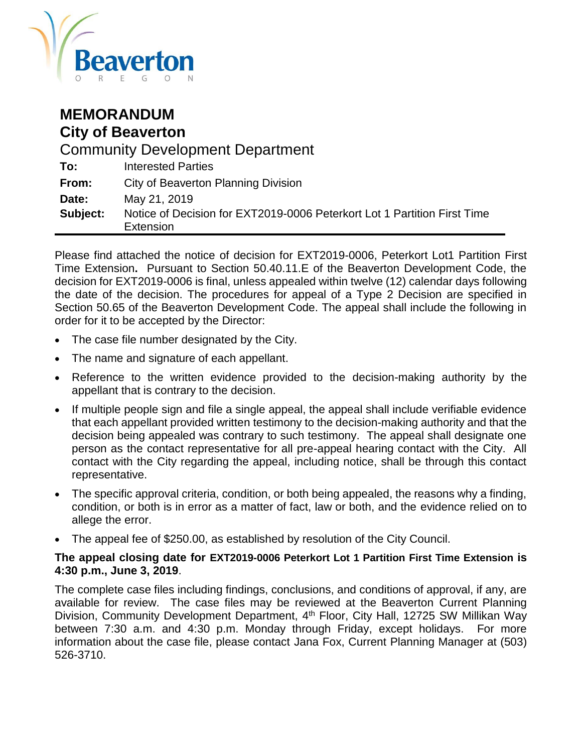Beaverton
OREGON

# MEMORANDUM
## City of Beaverton
### Community Development Department

**To:** Interested Parties
**From:** City of Beaverton Planning Division
**Date:** May 21, 2019
**Subject:** Notice of Decision for EXT2019-0006 Peterkort Lot 1 Partition First Time Extension

---

Please find attached the notice of decision for EXT2019-0006, Peterkort Lot1 Partition First Time Extension**.** Pursuant to Section 50.40.11.E of the Beaverton Development Code, the decision for EXT2019-0006 is final, unless appealed within twelve (12) calendar days following the date of the decision. The procedures for appeal of a Type 2 Decision are specified in Section 50.65 of the Beaverton Development Code. The appeal shall include the following in order for it to be accepted by the Director:

- The case file number designated by the City.
- The name and signature of each appellant.
- Reference to the written evidence provided to the decision-making authority by the appellant that is contrary to the decision.
- If multiple people sign and file a single appeal, the appeal shall include verifiable evidence that each appellant provided written testimony to the decision-making authority and that the decision being appealed was contrary to such testimony. The appeal shall designate one person as the contact representative for all pre-appeal hearing contact with the City. All contact with the City regarding the appeal, including notice, shall be through this contact representative.
- The specific approval criteria, condition, or both being appealed, the reasons why a finding, condition, or both is in error as a matter of fact, law or both, and the evidence relied on to allege the error.
- The appeal fee of $250.00, as established by resolution of the City Council.

**The appeal closing date for EXT2019-0006 Peterkort Lot 1 Partition First Time Extension is 4:30 p.m., June 3, 2019**.

The complete case files including findings, conclusions, and conditions of approval, if any, are available for review. The case files may be reviewed at the Beaverton Current Planning Division, Community Development Department, 4th Floor, City Hall, 12725 SW Millikan Way between 7:30 a.m. and 4:30 p.m. Monday through Friday, except holidays. For more information about the case file, please contact Jana Fox, Current Planning Manager at (503) 526-3710.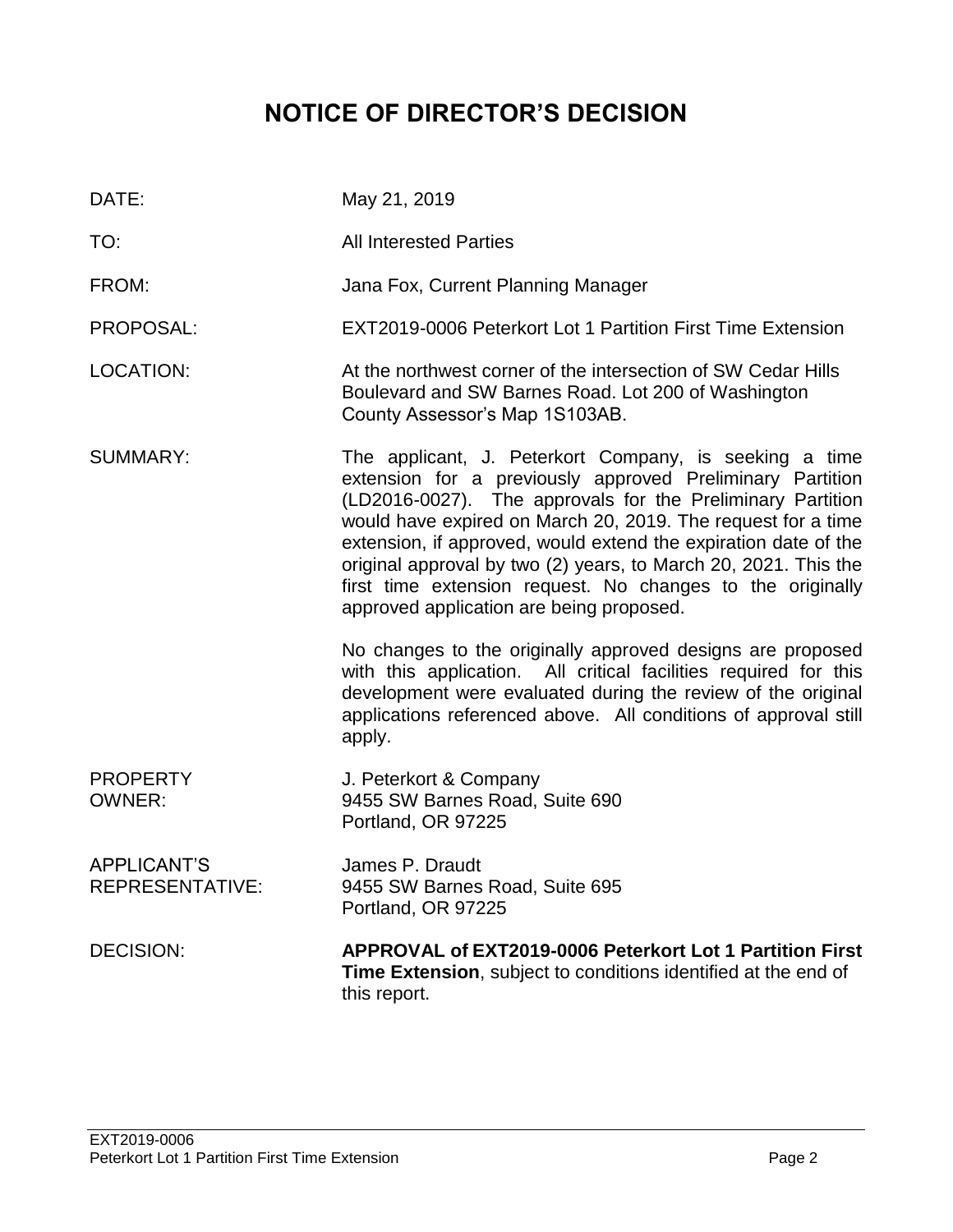# NOTICE OF DIRECTOR'S DECISION

| | |
|---|---|
| DATE: | May 21, 2019 |
| TO: | All Interested Parties |
| FROM: | Jana Fox, Current Planning Manager |
| PROPOSAL: | EXT2019-0006 Peterkort Lot 1 Partition First Time Extension |
| LOCATION: | At the northwest corner of the intersection of SW Cedar Hills Boulevard and SW Barnes Road. Lot 200 of Washington County Assessor's Map 1S103AB. |
| SUMMARY: | The applicant, J. Peterkort Company, is seeking a time extension for a previously approved Preliminary Partition (LD2016-0027). The approvals for the Preliminary Partition would have expired on March 20, 2019. The request for a time extension, if approved, would extend the expiration date of the original approval by two (2) years, to March 20, 2021. This the first time extension request. No changes to the originally approved application are being proposed.<br><br>No changes to the originally approved designs are proposed with this application. All critical facilities required for this development were evaluated during the review of the original applications referenced above. All conditions of approval still apply. |
| PROPERTY OWNER: | J. Peterkort & Company<br>9455 SW Barnes Road, Suite 690<br>Portland, OR 97225 |
| APPLICANT'S REPRESENTATIVE: | James P. Draudt<br>9455 SW Barnes Road, Suite 695<br>Portland, OR 97225 |
| DECISION: | **APPROVAL of EXT2019-0006 Peterkort Lot 1 Partition First Time Extension**, subject to conditions identified at the end of this report. |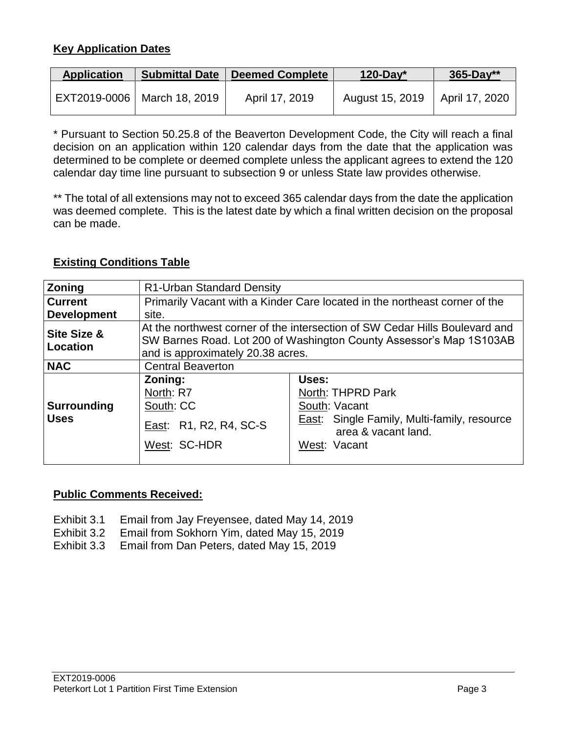**Key Application Dates**

| Application | Submittal Date | Deemed Complete | 120-Day* | 365-Day** |
|---|---|---|---|---|
| EXT2019-0006 | March 18, 2019 | April 17, 2019 | August 15, 2019 | April 17, 2020 |

* Pursuant to Section 50.25.8 of the Beaverton Development Code, the City will reach a final decision on an application within 120 calendar days from the date that the application was determined to be complete or deemed complete unless the applicant agrees to extend the 120 calendar day time line pursuant to subsection 9 or unless State law provides otherwise.

** The total of all extensions may not to exceed 365 calendar days from the date the application was deemed complete. This is the latest date by which a final written decision on the proposal can be made.

**Existing Conditions Table**

| | | |
|---|---|---|
| **Zoning** | R1-Urban Standard Density | |
| **Current Development** | Primarily Vacant with a Kinder Care located in the northeast corner of the site. | |
| **Site Size & Location** | At the northwest corner of the intersection of SW Cedar Hills Boulevard and SW Barnes Road. Lot 200 of Washington County Assessor's Map 1S103AB and is approximately 20.38 acres. | |
| **NAC** | Central Beaverton | |
| **Surrounding Uses** | **Zoning:**<br>North: R7<br>South: CC<br>East: R1, R2, R4, SC-S<br>West: SC-HDR | **Uses:**<br>North: THPRD Park<br>South: Vacant<br>East: Single Family, Multi-family, resource area & vacant land.<br>West: Vacant |

**Public Comments Received:**

- Exhibit 3.1 Email from Jay Freyensee, dated May 14, 2019
- Exhibit 3.2 Email from Sokhorn Yim, dated May 15, 2019
- Exhibit 3.3 Email from Dan Peters, dated May 15, 2019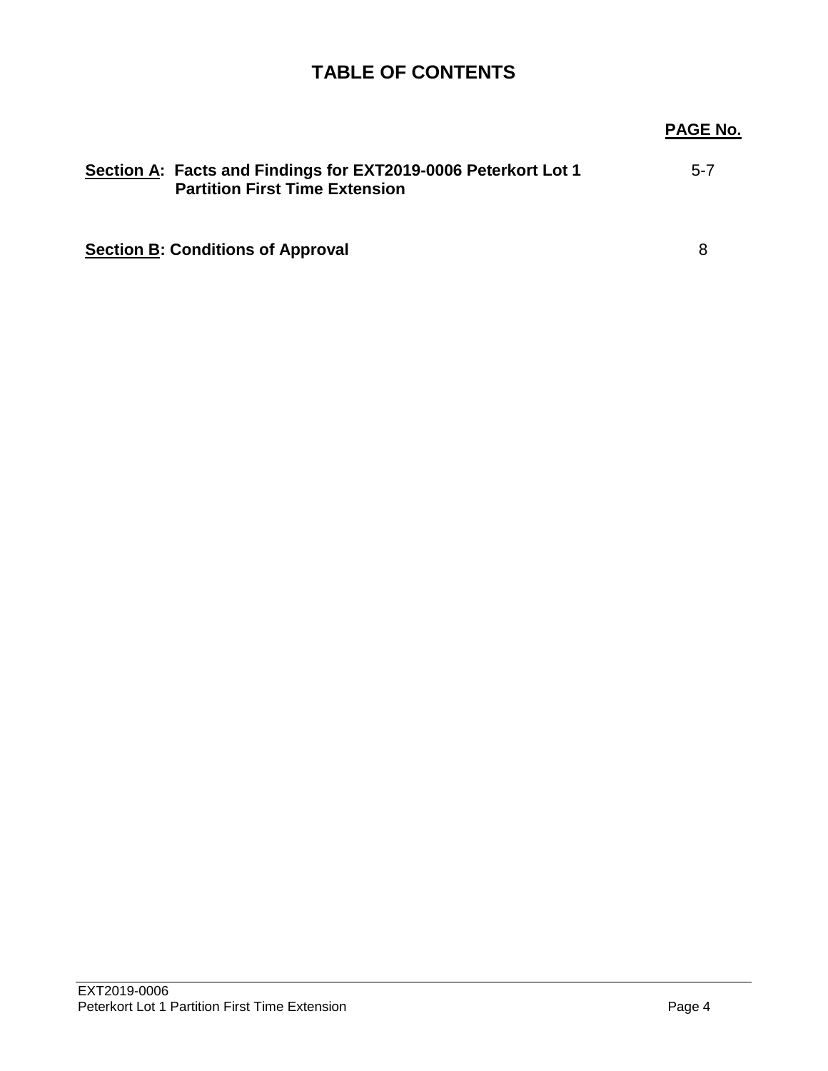# TABLE OF CONTENTS

| | PAGE No. |
|---|---|
| **Section A: Facts and Findings for EXT2019-0006 Peterkort Lot 1 Partition First Time Extension** | 5-7 |
| **Section B: Conditions of Approval** | 8 |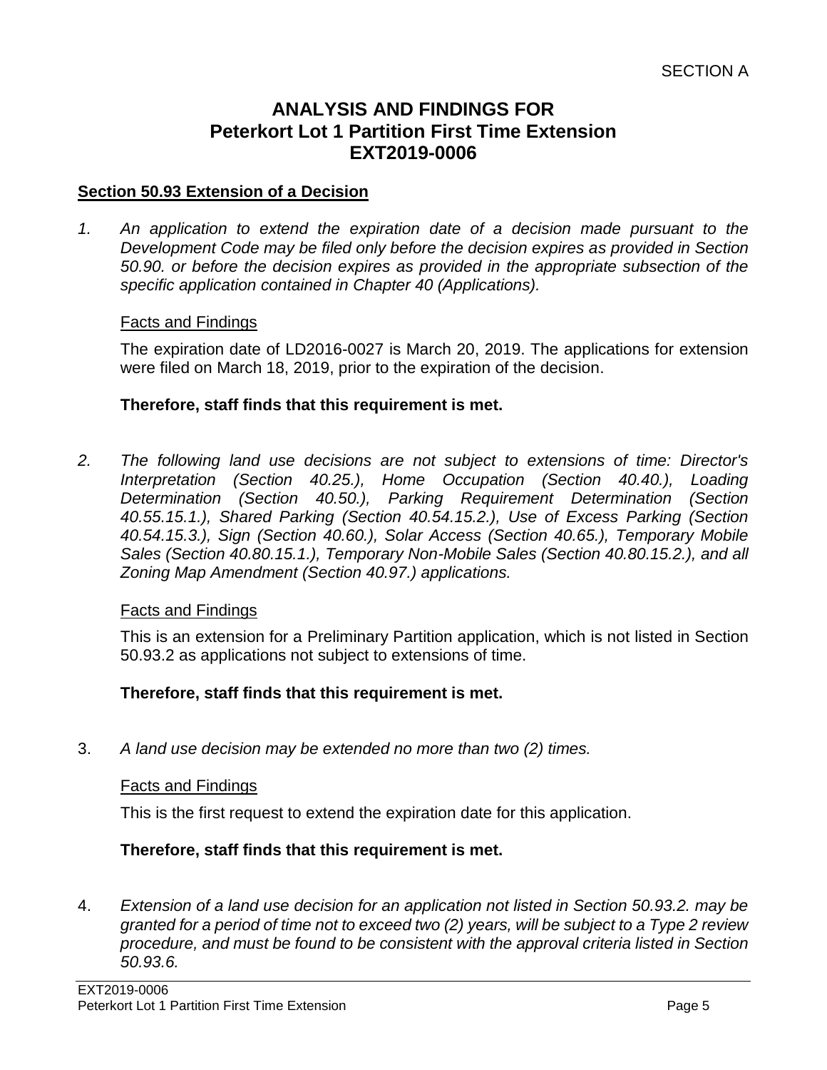SECTION A

# ANALYSIS AND FINDINGS FOR Peterkort Lot 1 Partition First Time Extension EXT2019-0006

## Section 50.93 Extension of a Decision

1. *An application to extend the expiration date of a decision made pursuant to the Development Code may be filed only before the decision expires as provided in Section 50.90. or before the decision expires as provided in the appropriate subsection of the specific application contained in Chapter 40 (Applications).*

   Facts and Findings

   The expiration date of LD2016-0027 is March 20, 2019. The applications for extension were filed on March 18, 2019, prior to the expiration of the decision.

   **Therefore, staff finds that this requirement is met.**

2. *The following land use decisions are not subject to extensions of time: Director's Interpretation (Section 40.25.), Home Occupation (Section 40.40.), Loading Determination (Section 40.50.), Parking Requirement Determination (Section 40.55.15.1.), Shared Parking (Section 40.54.15.2.), Use of Excess Parking (Section 40.54.15.3.), Sign (Section 40.60.), Solar Access (Section 40.65.), Temporary Mobile Sales (Section 40.80.15.1.), Temporary Non-Mobile Sales (Section 40.80.15.2.), and all Zoning Map Amendment (Section 40.97.) applications.*

   Facts and Findings

   This is an extension for a Preliminary Partition application, which is not listed in Section 50.93.2 as applications not subject to extensions of time.

   **Therefore, staff finds that this requirement is met.**

3. *A land use decision may be extended no more than two (2) times.*

   Facts and Findings

   This is the first request to extend the expiration date for this application.

   **Therefore, staff finds that this requirement is met.**

4. *Extension of a land use decision for an application not listed in Section 50.93.2. may be granted for a period of time not to exceed two (2) years, will be subject to a Type 2 review procedure, and must be found to be consistent with the approval criteria listed in Section 50.93.6.*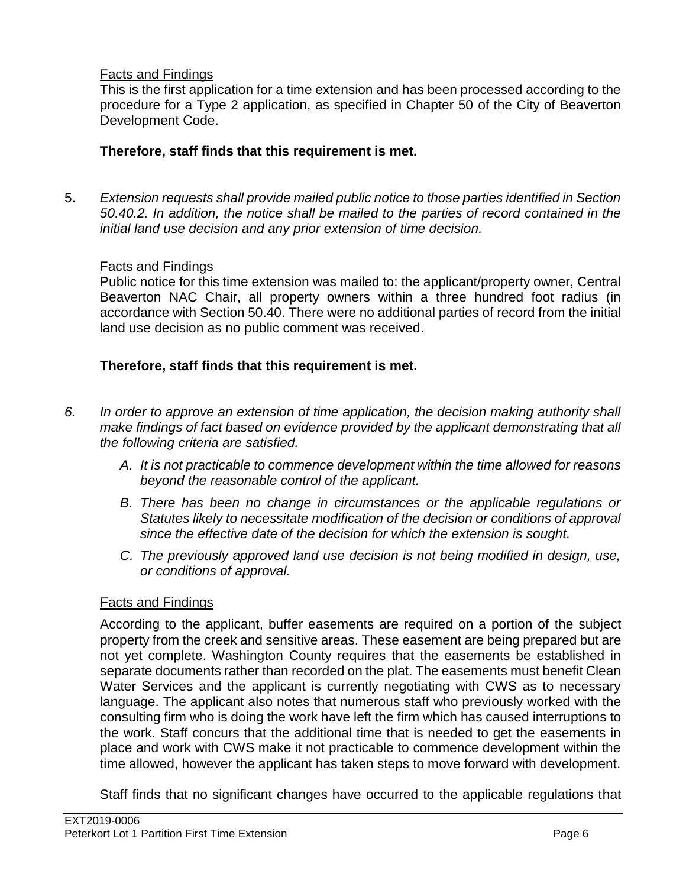Facts and Findings

This is the first application for a time extension and has been processed according to the procedure for a Type 2 application, as specified in Chapter 50 of the City of Beaverton Development Code.

**Therefore, staff finds that this requirement is met.**

5. *Extension requests shall provide mailed public notice to those parties identified in Section 50.40.2. In addition, the notice shall be mailed to the parties of record contained in the initial land use decision and any prior extension of time decision.*

Facts and Findings

Public notice for this time extension was mailed to: the applicant/property owner, Central Beaverton NAC Chair, all property owners within a three hundred foot radius (in accordance with Section 50.40. There were no additional parties of record from the initial land use decision as no public comment was received.

**Therefore, staff finds that this requirement is met.**

6. *In order to approve an extension of time application, the decision making authority shall make findings of fact based on evidence provided by the applicant demonstrating that all the following criteria are satisfied.*

   *A. It is not practicable to commence development within the time allowed for reasons beyond the reasonable control of the applicant.*

   *B. There has been no change in circumstances or the applicable regulations or Statutes likely to necessitate modification of the decision or conditions of approval since the effective date of the decision for which the extension is sought.*

   *C. The previously approved land use decision is not being modified in design, use, or conditions of approval.*

Facts and Findings

According to the applicant, buffer easements are required on a portion of the subject property from the creek and sensitive areas. These easement are being prepared but are not yet complete. Washington County requires that the easements be established in separate documents rather than recorded on the plat. The easements must benefit Clean Water Services and the applicant is currently negotiating with CWS as to necessary language. The applicant also notes that numerous staff who previously worked with the consulting firm who is doing the work have left the firm which has caused interruptions to the work. Staff concurs that the additional time that is needed to get the easements in place and work with CWS make it not practicable to commence development within the time allowed, however the applicant has taken steps to move forward with development.

Staff finds that no significant changes have occurred to the applicable regulations that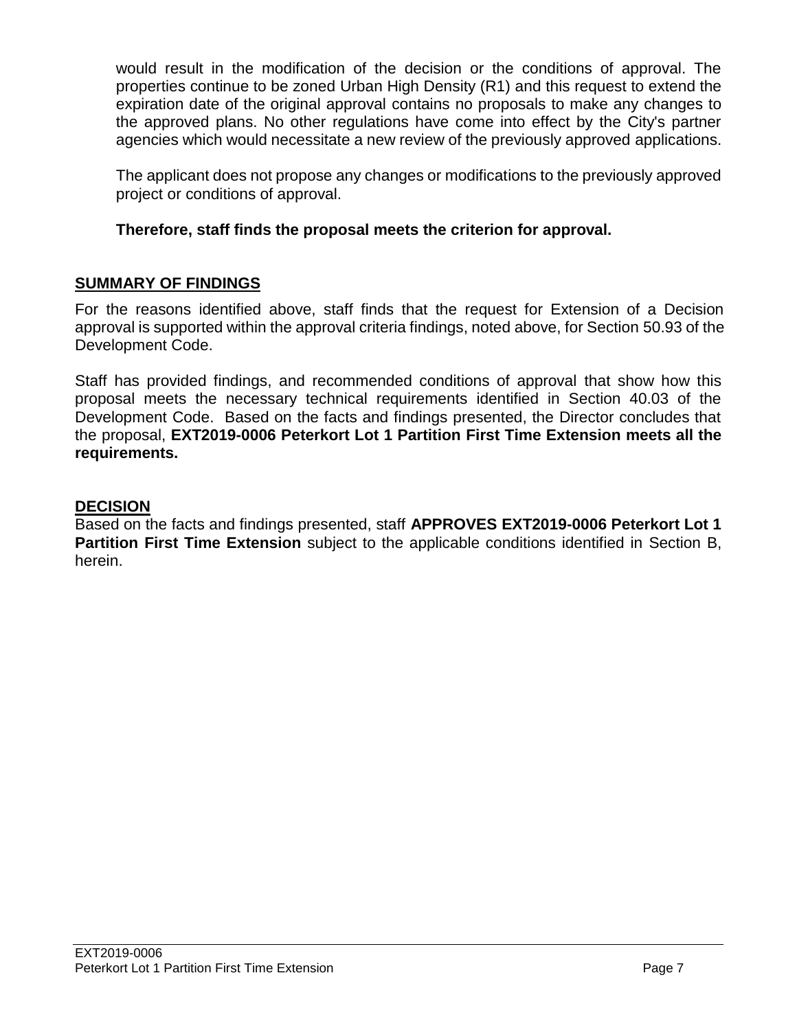would result in the modification of the decision or the conditions of approval. The properties continue to be zoned Urban High Density (R1) and this request to extend the expiration date of the original approval contains no proposals to make any changes to the approved plans. No other regulations have come into effect by the City's partner agencies which would necessitate a new review of the previously approved applications.

The applicant does not propose any changes or modifications to the previously approved project or conditions of approval.

**Therefore, staff finds the proposal meets the criterion for approval.**

## SUMMARY OF FINDINGS

For the reasons identified above, staff finds that the request for Extension of a Decision approval is supported within the approval criteria findings, noted above, for Section 50.93 of the Development Code.

Staff has provided findings, and recommended conditions of approval that show how this proposal meets the necessary technical requirements identified in Section 40.03 of the Development Code. Based on the facts and findings presented, the Director concludes that the proposal, **EXT2019-0006 Peterkort Lot 1 Partition First Time Extension meets all the requirements.**

## DECISION

Based on the facts and findings presented, staff **APPROVES EXT2019-0006 Peterkort Lot 1 Partition First Time Extension** subject to the applicable conditions identified in Section B, herein.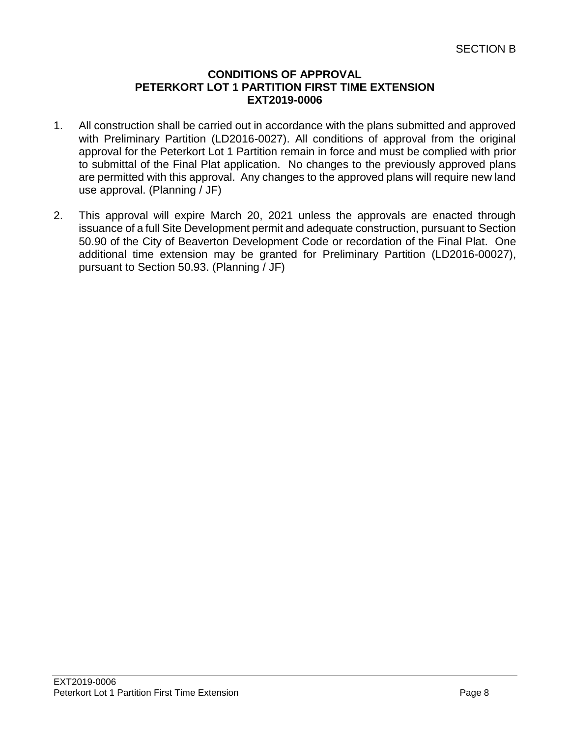SECTION B

**CONDITIONS OF APPROVAL**
**PETERKORT LOT 1 PARTITION FIRST TIME EXTENSION**
**EXT2019-0006**

1. All construction shall be carried out in accordance with the plans submitted and approved with Preliminary Partition (LD2016-0027). All conditions of approval from the original approval for the Peterkort Lot 1 Partition remain in force and must be complied with prior to submittal of the Final Plat application. No changes to the previously approved plans are permitted with this approval. Any changes to the approved plans will require new land use approval. (Planning / JF)

2. This approval will expire March 20, 2021 unless the approvals are enacted through issuance of a full Site Development permit and adequate construction, pursuant to Section 50.90 of the City of Beaverton Development Code or recordation of the Final Plat. One additional time extension may be granted for Preliminary Partition (LD2016-00027), pursuant to Section 50.93. (Planning / JF)